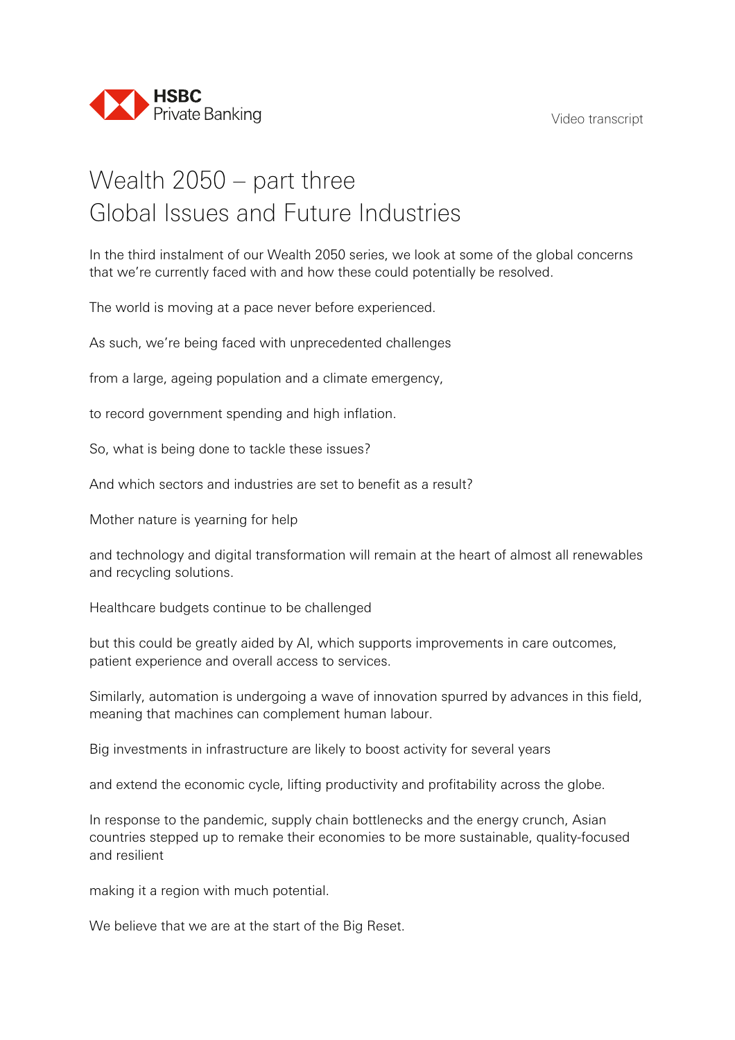HSBC Private Banking

Video transcript

# Wealth 2050 – part three
# Global Issues and Future Industries

In the third instalment of our Wealth 2050 series, we look at some of the global concerns that we're currently faced with and how these could potentially be resolved.

The world is moving at a pace never before experienced.

As such, we're being faced with unprecedented challenges

from a large, ageing population and a climate emergency,

to record government spending and high inflation.

So, what is being done to tackle these issues?

And which sectors and industries are set to benefit as a result?

Mother nature is yearning for help

and technology and digital transformation will remain at the heart of almost all renewables and recycling solutions.

Healthcare budgets continue to be challenged

but this could be greatly aided by AI, which supports improvements in care outcomes, patient experience and overall access to services.

Similarly, automation is undergoing a wave of innovation spurred by advances in this field, meaning that machines can complement human labour.

Big investments in infrastructure are likely to boost activity for several years

and extend the economic cycle, lifting productivity and profitability across the globe.

In response to the pandemic, supply chain bottlenecks and the energy crunch, Asian countries stepped up to remake their economies to be more sustainable, quality-focused and resilient

making it a region with much potential.

We believe that we are at the start of the Big Reset.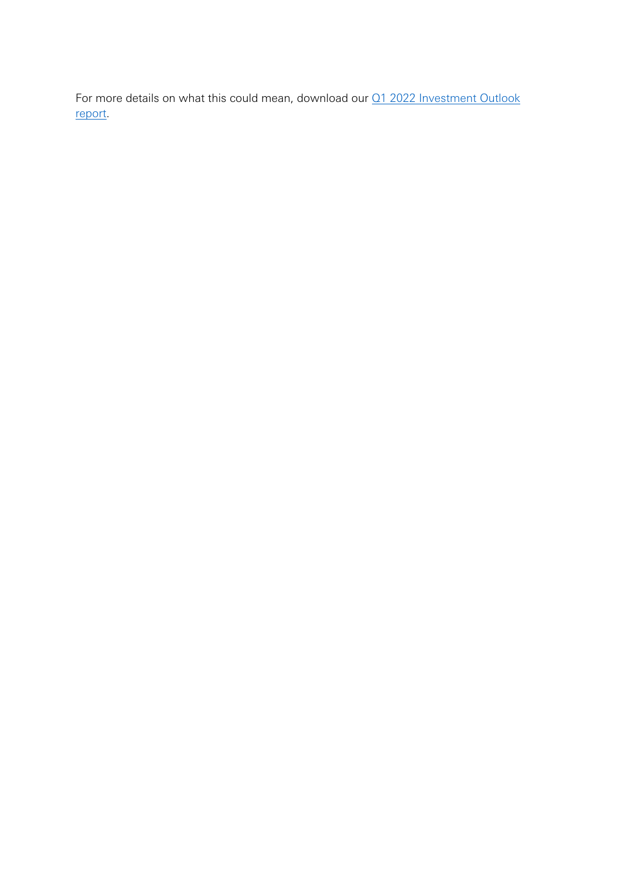For more details on what this could mean, download our Q1 2022 Investment Outlook report.